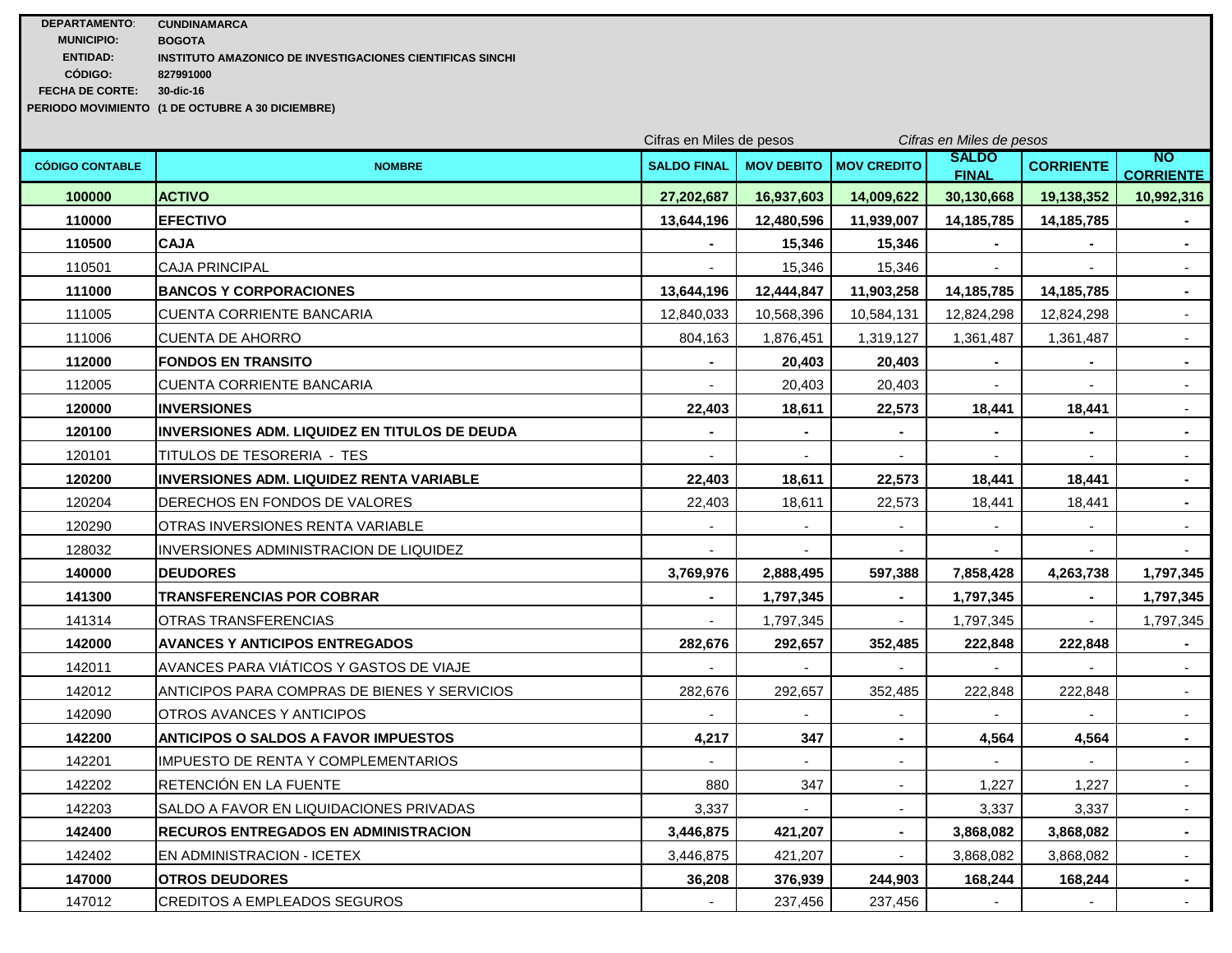**DEPARTAMENTO**: **CUNDINAMARCA**
**MUNICIPIO:** **BOGOTA**
**ENTIDAD:** **INSTITUTO AMAZONICO DE INVESTIGACIONES CIENTIFICAS SINCHI**
**CÓDIGO:** **827991000**
**FECHA DE CORTE:** **30-dic-16**
**PERIODO MOVIMIENTO** **(1 DE OCTUBRE A 30 DICIEMBRE)**

*Cifras en Miles de pesos* — *Cifras en Miles de pesos*

| CÓDIGO CONTABLE | NOMBRE | SALDO FINAL | MOV DEBITO | MOV CREDITO | SALDO FINAL | CORRIENTE | NO CORRIENTE |
|---|---|---|---|---|---|---|---|
| **100000** | **ACTIVO** | **27,202,687** | **16,937,603** | **14,009,622** | **30,130,668** | **19,138,352** | **10,992,316** |
| **110000** | **EFECTIVO** | **13,644,196** | **12,480,596** | **11,939,007** | **14,185,785** | **14,185,785** | **-** |
| **110500** | **CAJA** | **-** | **15,346** | **15,346** | **-** | **-** | **-** |
| 110501 | CAJA PRINCIPAL | - | 15,346 | 15,346 | - | - | - |
| **111000** | **BANCOS Y CORPORACIONES** | **13,644,196** | **12,444,847** | **11,903,258** | **14,185,785** | **14,185,785** | **-** |
| 111005 | CUENTA CORRIENTE BANCARIA | 12,840,033 | 10,568,396 | 10,584,131 | 12,824,298 | 12,824,298 | - |
| 111006 | CUENTA DE AHORRO | 804,163 | 1,876,451 | 1,319,127 | 1,361,487 | 1,361,487 | - |
| **112000** | **FONDOS EN TRANSITO** | **-** | **20,403** | **20,403** | **-** | **-** | **-** |
| 112005 | CUENTA CORRIENTE BANCARIA | - | 20,403 | 20,403 | - | - | - |
| **120000** | **INVERSIONES** | **22,403** | **18,611** | **22,573** | **18,441** | **18,441** | - |
| **120100** | **INVERSIONES ADM. LIQUIDEZ EN TITULOS DE DEUDA** | **-** | **-** | **-** | **-** | **-** | **-** |
| 120101 | TITULOS DE TESORERIA - TES | - | - | - | - | - | - |
| **120200** | **INVERSIONES ADM. LIQUIDEZ RENTA VARIABLE** | **22,403** | **18,611** | **22,573** | **18,441** | **18,441** | **-** |
| 120204 | DERECHOS EN FONDOS DE VALORES | 22,403 | 18,611 | 22,573 | 18,441 | 18,441 | **-** |
| 120290 | OTRAS INVERSIONES RENTA VARIABLE | - | - | - | - | - | - |
| 128032 | INVERSIONES ADMINISTRACION DE LIQUIDEZ | - | - | - | - | - | - |
| **140000** | **DEUDORES** | **3,769,976** | **2,888,495** | **597,388** | **7,858,428** | **4,263,738** | **1,797,345** |
| **141300** | **TRANSFERENCIAS POR COBRAR** | **-** | **1,797,345** | **-** | **1,797,345** | **-** | **1,797,345** |
| 141314 | OTRAS TRANSFERENCIAS | - | 1,797,345 | - | 1,797,345 | - | 1,797,345 |
| **142000** | **AVANCES Y ANTICIPOS ENTREGADOS** | **282,676** | **292,657** | **352,485** | **222,848** | **222,848** | **-** |
| 142011 | AVANCES PARA VIÁTICOS Y GASTOS DE VIAJE | - | - | - | - | - | - |
| 142012 | ANTICIPOS PARA COMPRAS DE BIENES Y SERVICIOS | 282,676 | 292,657 | 352,485 | 222,848 | 222,848 | - |
| 142090 | OTROS AVANCES Y ANTICIPOS | - | - | - | - | - | - |
| **142200** | **ANTICIPOS O SALDOS A FAVOR IMPUESTOS** | **4,217** | **347** | **-** | **4,564** | **4,564** | **-** |
| 142201 | IMPUESTO DE RENTA Y COMPLEMENTARIOS | - | - | - | - | - | - |
| 142202 | RETENCIÓN EN LA FUENTE | 880 | 347 | - | 1,227 | 1,227 | - |
| 142203 | SALDO A FAVOR EN LIQUIDACIONES PRIVADAS | 3,337 | - | - | 3,337 | 3,337 | - |
| **142400** | **RECUROS ENTREGADOS EN ADMINISTRACION** | **3,446,875** | **421,207** | **-** | **3,868,082** | **3,868,082** | **-** |
| 142402 | EN ADMINISTRACION - ICETEX | 3,446,875 | 421,207 | - | 3,868,082 | 3,868,082 | - |
| **147000** | **OTROS DEUDORES** | **36,208** | **376,939** | **244,903** | **168,244** | **168,244** | **-** |
| 147012 | CREDITOS A EMPLEADOS SEGUROS | - | 237,456 | 237,456 | - | - | - |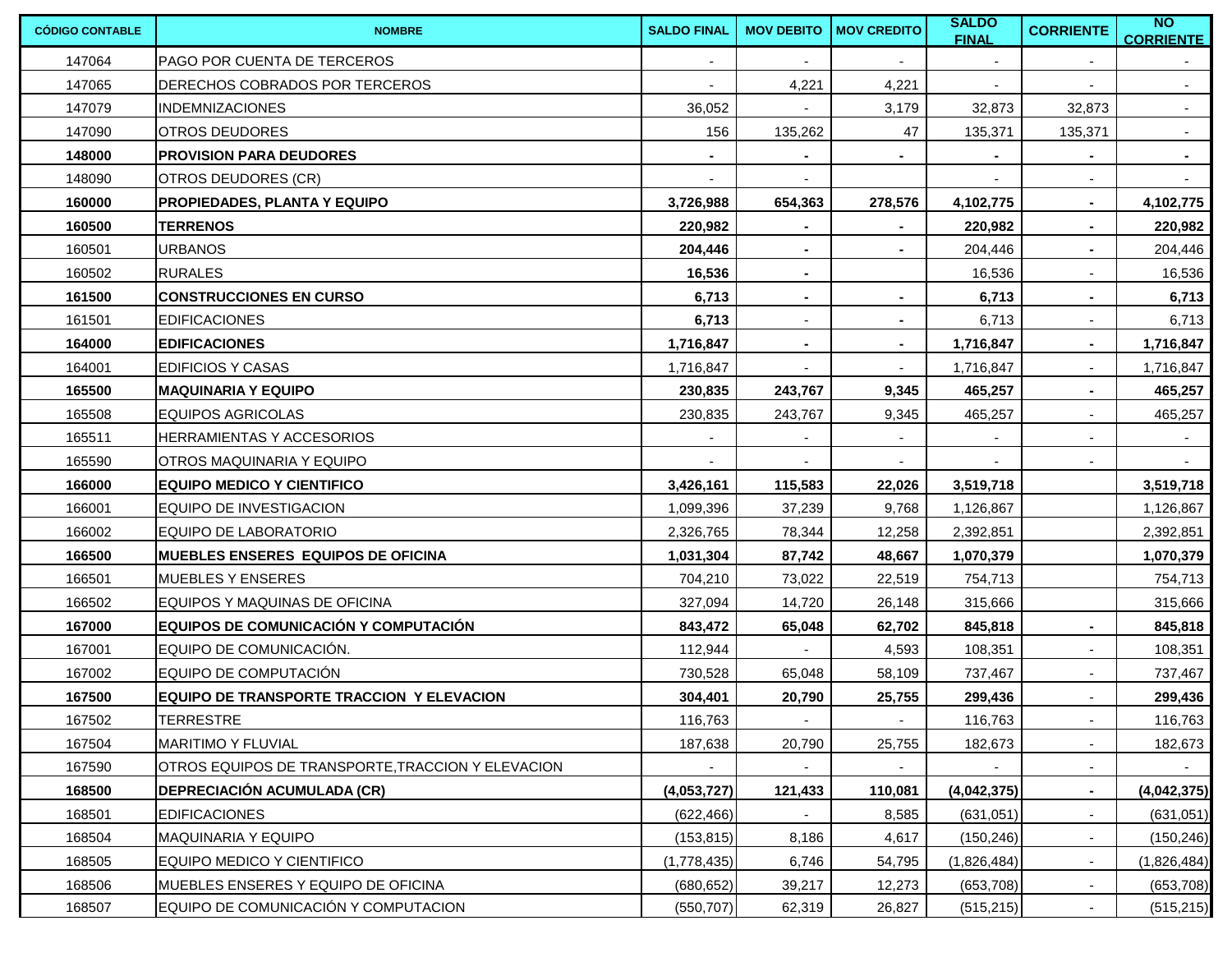| CÓDIGO CONTABLE | NOMBRE | SALDO FINAL | MOV DEBITO | MOV CREDITO | SALDO FINAL | CORRIENTE | NO CORRIENTE |
|---|---|---|---|---|---|---|---|
| 147064 | PAGO POR CUENTA DE TERCEROS | - | - | - | - | - | - |
| 147065 | DERECHOS COBRADOS POR TERCEROS | - | 4,221 | 4,221 | - | - | - |
| 147079 | INDEMNIZACIONES | 36,052 | - | 3,179 | 32,873 | 32,873 | - |
| 147090 | OTROS DEUDORES | 156 | 135,262 | 47 | 135,371 | 135,371 | - |
| **148000** | **PROVISION PARA DEUDORES** | **-** | **-** | **-** | **-** | **-** | **-** |
| 148090 | OTROS DEUDORES (CR) | - | - | | - | - | - |
| **160000** | **PROPIEDADES, PLANTA Y EQUIPO** | **3,726,988** | **654,363** | **278,576** | **4,102,775** | **-** | **4,102,775** |
| **160500** | **TERRENOS** | **220,982** | **-** | **-** | **220,982** | **-** | **220,982** |
| 160501 | URBANOS | **204,446** | **-** | **-** | 204,446 | **-** | 204,446 |
| 160502 | RURALES | **16,536** | **-** | | 16,536 | - | 16,536 |
| **161500** | **CONSTRUCCIONES EN CURSO** | **6,713** | **-** | **-** | **6,713** | **-** | **6,713** |
| 161501 | EDIFICACIONES | **6,713** | - | **-** | 6,713 | - | 6,713 |
| **164000** | **EDIFICACIONES** | **1,716,847** | **-** | **-** | **1,716,847** | **-** | **1,716,847** |
| 164001 | EDIFICIOS Y CASAS | 1,716,847 | - | - | 1,716,847 | - | 1,716,847 |
| **165500** | **MAQUINARIA Y EQUIPO** | **230,835** | **243,767** | **9,345** | **465,257** | **-** | **465,257** |
| 165508 | EQUIPOS AGRICOLAS | 230,835 | 243,767 | 9,345 | 465,257 | - | 465,257 |
| 165511 | HERRAMIENTAS Y ACCESORIOS | - | - | - | - | - | - |
| 165590 | OTROS MAQUINARIA Y EQUIPO | - | - | - | - | - | - |
| **166000** | **EQUIPO MEDICO Y CIENTIFICO** | **3,426,161** | **115,583** | **22,026** | **3,519,718** | | **3,519,718** |
| 166001 | EQUIPO DE INVESTIGACION | 1,099,396 | 37,239 | 9,768 | 1,126,867 | | 1,126,867 |
| 166002 | EQUIPO DE LABORATORIO | 2,326,765 | 78,344 | 12,258 | 2,392,851 | | 2,392,851 |
| **166500** | **MUEBLES ENSERES EQUIPOS DE OFICINA** | **1,031,304** | **87,742** | **48,667** | **1,070,379** | | **1,070,379** |
| 166501 | MUEBLES Y ENSERES | 704,210 | 73,022 | 22,519 | 754,713 | | 754,713 |
| 166502 | EQUIPOS Y MAQUINAS DE OFICINA | 327,094 | 14,720 | 26,148 | 315,666 | | 315,666 |
| **167000** | **EQUIPOS DE COMUNICACIÓN Y COMPUTACIÓN** | **843,472** | **65,048** | **62,702** | **845,818** | **-** | **845,818** |
| 167001 | EQUIPO DE COMUNICACIÓN. | 112,944 | - | 4,593 | 108,351 | - | 108,351 |
| 167002 | EQUIPO DE COMPUTACIÓN | 730,528 | 65,048 | 58,109 | 737,467 | - | 737,467 |
| **167500** | **EQUIPO DE TRANSPORTE TRACCION Y ELEVACION** | **304,401** | **20,790** | **25,755** | **299,436** | - | **299,436** |
| 167502 | TERRESTRE | 116,763 | - | - | 116,763 | - | 116,763 |
| 167504 | MARITIMO Y FLUVIAL | 187,638 | 20,790 | 25,755 | 182,673 | - | 182,673 |
| 167590 | OTROS EQUIPOS DE TRANSPORTE,TRACCION Y ELEVACION | - | - | - | - | - | - |
| **168500** | **DEPRECIACIÓN ACUMULADA (CR)** | **(4,053,727)** | **121,433** | **110,081** | **(4,042,375)** | **-** | **(4,042,375)** |
| 168501 | EDIFICACIONES | (622,466) | - | 8,585 | (631,051) | - | (631,051) |
| 168504 | MAQUINARIA Y EQUIPO | (153,815) | 8,186 | 4,617 | (150,246) | - | (150,246) |
| 168505 | EQUIPO MEDICO Y CIENTIFICO | (1,778,435) | 6,746 | 54,795 | (1,826,484) | - | (1,826,484) |
| 168506 | MUEBLES ENSERES Y EQUIPO DE OFICINA | (680,652) | 39,217 | 12,273 | (653,708) | - | (653,708) |
| 168507 | EQUIPO DE COMUNICACIÓN Y COMPUTACION | (550,707) | 62,319 | 26,827 | (515,215) | - | (515,215) |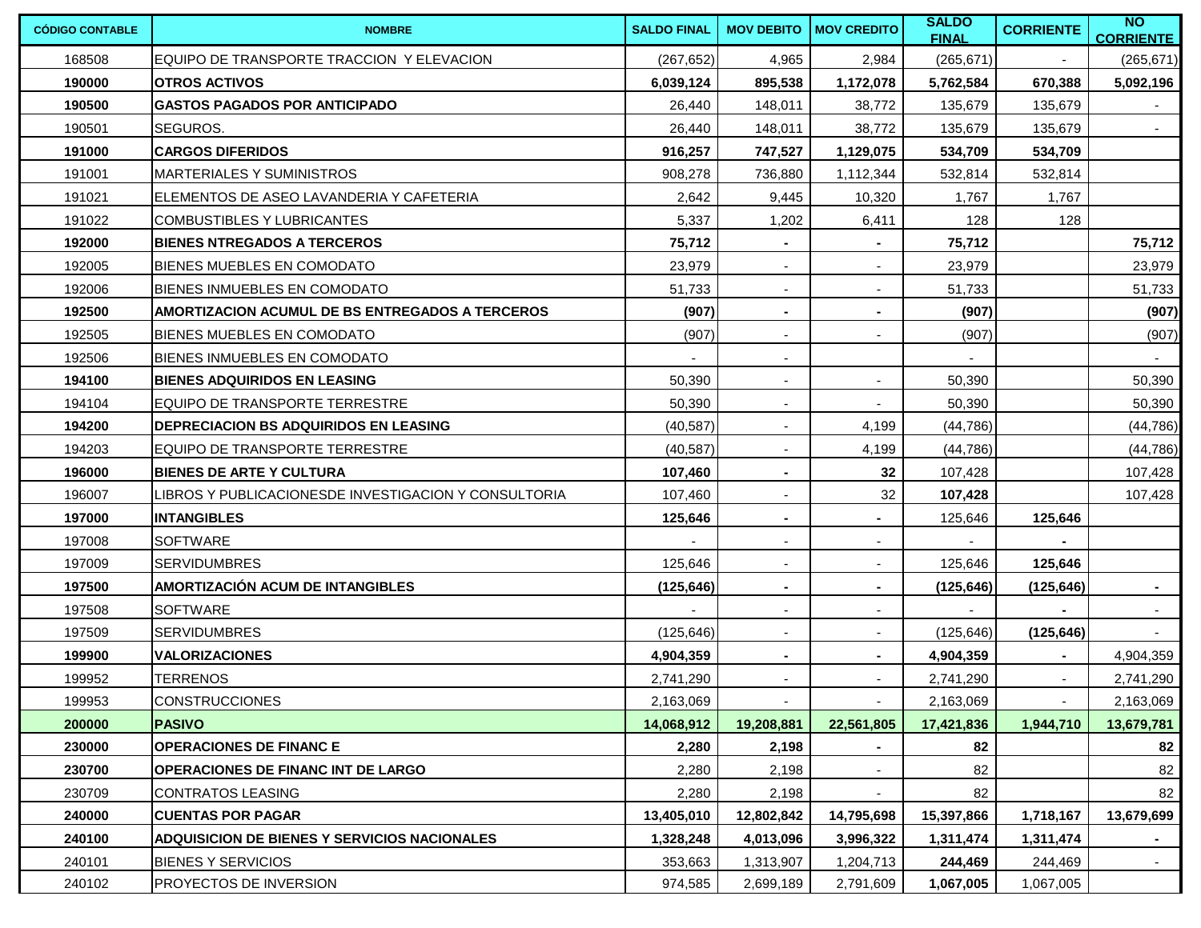| CÓDIGO CONTABLE | NOMBRE | SALDO FINAL | MOV DEBITO | MOV CREDITO | SALDO FINAL | CORRIENTE | NO CORRIENTE |
|---|---|---|---|---|---|---|---|
| 168508 | EQUIPO DE TRANSPORTE TRACCION Y ELEVACION | (267,652) | 4,965 | 2,984 | (265,671) | - | (265,671) |
| **190000** | **OTROS ACTIVOS** | **6,039,124** | **895,538** | **1,172,078** | **5,762,584** | **670,388** | **5,092,196** |
| **190500** | **GASTOS PAGADOS POR ANTICIPADO** | 26,440 | 148,011 | 38,772 | 135,679 | 135,679 | - |
| 190501 | SEGUROS. | 26,440 | 148,011 | 38,772 | 135,679 | 135,679 | - |
| **191000** | **CARGOS DIFERIDOS** | **916,257** | **747,527** | **1,129,075** | **534,709** | **534,709** | |
| 191001 | MARTERIALES Y SUMINISTROS | 908,278 | 736,880 | 1,112,344 | 532,814 | 532,814 | |
| 191021 | ELEMENTOS DE ASEO LAVANDERIA Y CAFETERIA | 2,642 | 9,445 | 10,320 | 1,767 | 1,767 | |
| 191022 | COMBUSTIBLES Y LUBRICANTES | 5,337 | 1,202 | 6,411 | 128 | 128 | |
| **192000** | **BIENES NTREGADOS A TERCEROS** | **75,712** | **-** | **-** | **75,712** | | **75,712** |
| 192005 | BIENES MUEBLES EN COMODATO | 23,979 | - | - | 23,979 | | 23,979 |
| 192006 | BIENES INMUEBLES EN COMODATO | 51,733 | - | - | 51,733 | | 51,733 |
| **192500** | **AMORTIZACION ACUMUL DE BS ENTREGADOS A TERCEROS** | **(907)** | **-** | **-** | **(907)** | | **(907)** |
| 192505 | BIENES MUEBLES EN COMODATO | (907) | - | - | (907) | | (907) |
| 192506 | BIENES INMUEBLES EN COMODATO | - | - | | - | | - |
| **194100** | **BIENES ADQUIRIDOS EN LEASING** | 50,390 | - | - | 50,390 | | 50,390 |
| 194104 | EQUIPO DE TRANSPORTE TERRESTRE | 50,390 | - | - | 50,390 | | 50,390 |
| **194200** | **DEPRECIACION BS ADQUIRIDOS EN LEASING** | (40,587) | - | 4,199 | (44,786) | | (44,786) |
| 194203 | EQUIPO DE TRANSPORTE TERRESTRE | (40,587) | - | 4,199 | (44,786) | | (44,786) |
| **196000** | **BIENES DE ARTE Y CULTURA** | **107,460** | **-** | **32** | 107,428 | | 107,428 |
| 196007 | LIBROS Y PUBLICACIONESDE INVESTIGACION Y CONSULTORIA | 107,460 | - | 32 | **107,428** | | 107,428 |
| **197000** | **INTANGIBLES** | **125,646** | **-** | **-** | 125,646 | **125,646** | |
| 197008 | SOFTWARE | - | - | - | - | **-** | |
| 197009 | SERVIDUMBRES | 125,646 | - | - | 125,646 | **125,646** | |
| **197500** | **AMORTIZACIÓN ACUM DE INTANGIBLES** | **(125,646)** | **-** | **-** | **(125,646)** | **(125,646)** | **-** |
| 197508 | SOFTWARE | - | - | - | - | **-** | - |
| 197509 | SERVIDUMBRES | (125,646) | - | - | (125,646) | **(125,646)** | - |
| **199900** | **VALORIZACIONES** | **4,904,359** | **-** | **-** | **4,904,359** | **-** | 4,904,359 |
| 199952 | TERRENOS | 2,741,290 | - | - | 2,741,290 | - | 2,741,290 |
| 199953 | CONSTRUCCIONES | 2,163,069 | - | - | 2,163,069 | - | 2,163,069 |
| **200000** | **PASIVO** | **14,068,912** | **19,208,881** | **22,561,805** | **17,421,836** | **1,944,710** | **13,679,781** |
| **230000** | **OPERACIONES DE FINANC E** | **2,280** | **2,198** | **-** | **82** | | **82** |
| **230700** | **OPERACIONES DE FINANC INT DE LARGO** | 2,280 | 2,198 | - | 82 | | 82 |
| 230709 | CONTRATOS LEASING | 2,280 | 2,198 | - | 82 | | 82 |
| **240000** | **CUENTAS POR PAGAR** | **13,405,010** | **12,802,842** | **14,795,698** | **15,397,866** | **1,718,167** | **13,679,699** |
| **240100** | **ADQUISICION DE BIENES Y SERVICIOS NACIONALES** | **1,328,248** | **4,013,096** | **3,996,322** | **1,311,474** | **1,311,474** | **-** |
| 240101 | BIENES Y SERVICIOS | 353,663 | 1,313,907 | 1,204,713 | **244,469** | 244,469 | - |
| 240102 | PROYECTOS DE INVERSION | 974,585 | 2,699,189 | 2,791,609 | **1,067,005** | 1,067,005 | |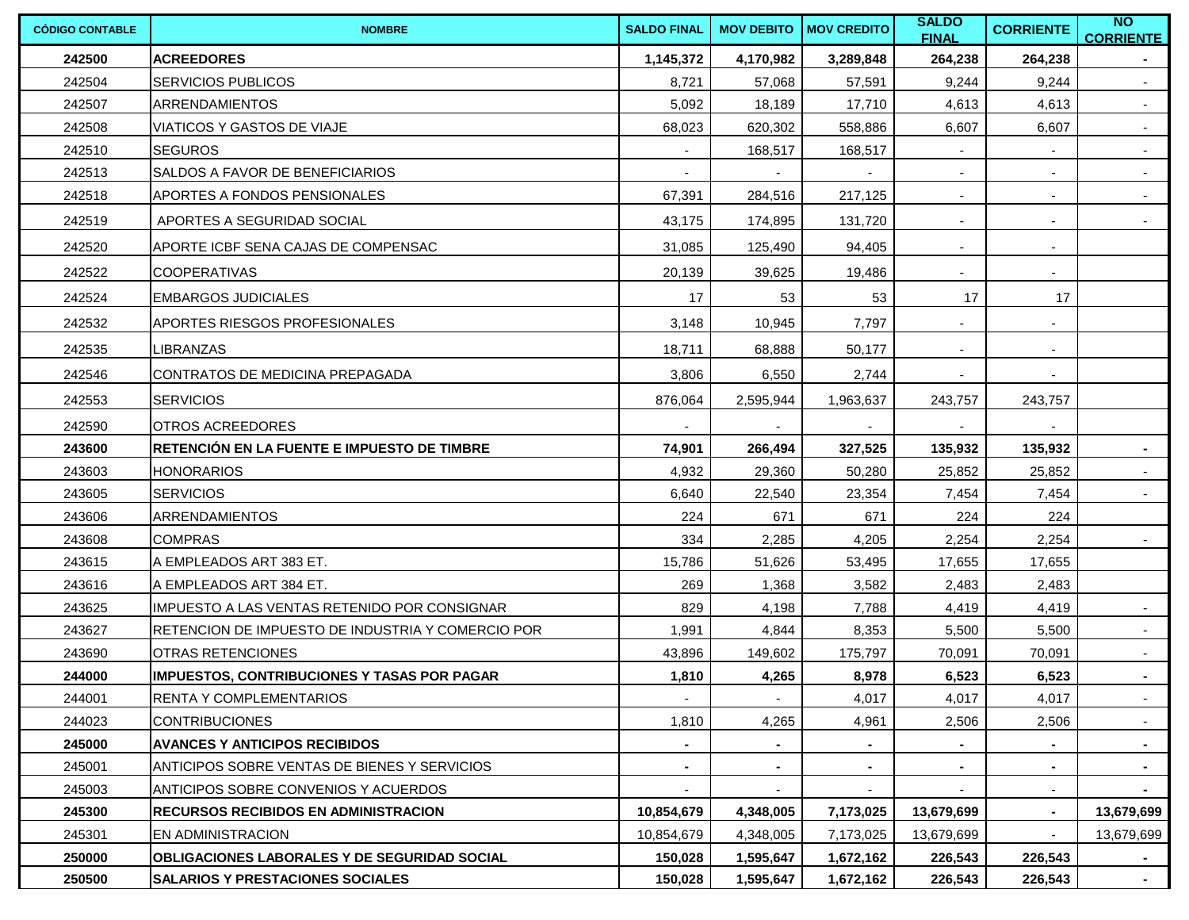| CÓDIGO CONTABLE | NOMBRE | SALDO FINAL | MOV DEBITO | MOV CREDITO | SALDO FINAL | CORRIENTE | NO CORRIENTE |
|---|---|---|---|---|---|---|---|
| **242500** | **ACREEDORES** | **1,145,372** | **4,170,982** | **3,289,848** | **264,238** | **264,238** | **-** |
| 242504 | SERVICIOS PUBLICOS | 8,721 | 57,068 | 57,591 | 9,244 | 9,244 | - |
| 242507 | ARRENDAMIENTOS | 5,092 | 18,189 | 17,710 | 4,613 | 4,613 | - |
| 242508 | VIATICOS Y GASTOS DE VIAJE | 68,023 | 620,302 | 558,886 | 6,607 | 6,607 | - |
| 242510 | SEGUROS | - | 168,517 | 168,517 | - | - | - |
| 242513 | SALDOS A FAVOR DE BENEFICIARIOS | - | - | - | - | - | - |
| 242518 | APORTES A FONDOS PENSIONALES | 67,391 | 284,516 | 217,125 | - | - | - |
| 242519 | APORTES A SEGURIDAD SOCIAL | 43,175 | 174,895 | 131,720 | - | - | - |
| 242520 | APORTE ICBF SENA CAJAS DE COMPENSAC | 31,085 | 125,490 | 94,405 | - | - | |
| 242522 | COOPERATIVAS | 20,139 | 39,625 | 19,486 | - | - | |
| 242524 | EMBARGOS JUDICIALES | 17 | 53 | 53 | 17 | 17 | |
| 242532 | APORTES RIESGOS PROFESIONALES | 3,148 | 10,945 | 7,797 | - | - | |
| 242535 | LIBRANZAS | 18,711 | 68,888 | 50,177 | - | - | |
| 242546 | CONTRATOS DE MEDICINA PREPAGADA | 3,806 | 6,550 | 2,744 | - | - | |
| 242553 | SERVICIOS | 876,064 | 2,595,944 | 1,963,637 | 243,757 | 243,757 | |
| 242590 | OTROS ACREEDORES | - | - | - | - | - | |
| **243600** | **RETENCIÓN EN LA FUENTE E IMPUESTO DE TIMBRE** | **74,901** | **266,494** | **327,525** | **135,932** | **135,932** | **-** |
| 243603 | HONORARIOS | 4,932 | 29,360 | 50,280 | 25,852 | 25,852 | - |
| 243605 | SERVICIOS | 6,640 | 22,540 | 23,354 | 7,454 | 7,454 | - |
| 243606 | ARRENDAMIENTOS | 224 | 671 | 671 | 224 | 224 | |
| 243608 | COMPRAS | 334 | 2,285 | 4,205 | 2,254 | 2,254 | - |
| 243615 | A EMPLEADOS ART 383 ET. | 15,786 | 51,626 | 53,495 | 17,655 | 17,655 | |
| 243616 | A EMPLEADOS ART 384 ET. | 269 | 1,368 | 3,582 | 2,483 | 2,483 | |
| 243625 | IMPUESTO A LAS VENTAS RETENIDO POR CONSIGNAR | 829 | 4,198 | 7,788 | 4,419 | 4,419 | - |
| 243627 | RETENCION DE IMPUESTO DE INDUSTRIA Y COMERCIO POR | 1,991 | 4,844 | 8,353 | 5,500 | 5,500 | - |
| 243690 | OTRAS RETENCIONES | 43,896 | 149,602 | 175,797 | 70,091 | 70,091 | - |
| **244000** | **IMPUESTOS, CONTRIBUCIONES Y TASAS POR PAGAR** | **1,810** | **4,265** | **8,978** | **6,523** | **6,523** | **-** |
| 244001 | RENTA Y COMPLEMENTARIOS | - | - | 4,017 | 4,017 | 4,017 | - |
| 244023 | CONTRIBUCIONES | 1,810 | 4,265 | 4,961 | 2,506 | 2,506 | - |
| **245000** | **AVANCES Y ANTICIPOS RECIBIDOS** | **-** | **-** | **-** | **-** | **-** | **-** |
| 245001 | ANTICIPOS SOBRE VENTAS DE BIENES Y SERVICIOS | - | - | - | - | - | - |
| 245003 | ANTICIPOS SOBRE CONVENIOS Y ACUERDOS | - | - | - | - | - | - |
| **245300** | **RECURSOS RECIBIDOS EN ADMINISTRACION** | **10,854,679** | **4,348,005** | **7,173,025** | **13,679,699** | **-** | **13,679,699** |
| 245301 | EN ADMINISTRACION | 10,854,679 | 4,348,005 | 7,173,025 | 13,679,699 | - | 13,679,699 |
| **250000** | **OBLIGACIONES LABORALES Y DE SEGURIDAD SOCIAL** | **150,028** | **1,595,647** | **1,672,162** | **226,543** | **226,543** | **-** |
| **250500** | **SALARIOS Y PRESTACIONES SOCIALES** | **150,028** | **1,595,647** | **1,672,162** | **226,543** | **226,543** | **-** |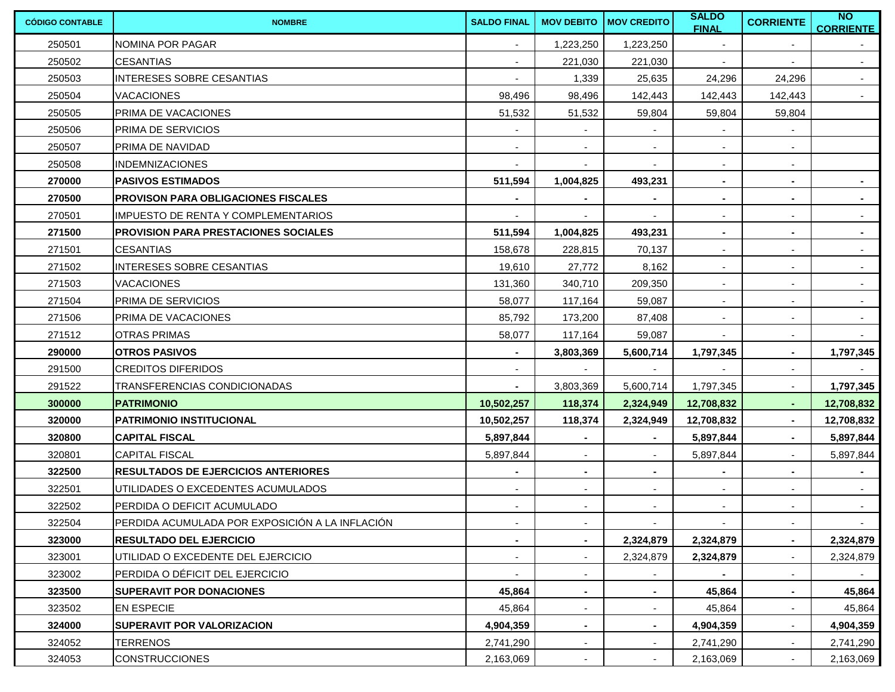| CÓDIGO CONTABLE | NOMBRE | SALDO FINAL | MOV DEBITO | MOV CREDITO | SALDO FINAL | CORRIENTE | NO CORRIENTE |
|---|---|---|---|---|---|---|---|
| 250501 | NOMINA POR PAGAR | - | 1,223,250 | 1,223,250 | - | - | - |
| 250502 | CESANTIAS | - | 221,030 | 221,030 | - | - | - |
| 250503 | INTERESES SOBRE CESANTIAS | - | 1,339 | 25,635 | 24,296 | 24,296 | - |
| 250504 | VACACIONES | 98,496 | 98,496 | 142,443 | 142,443 | 142,443 | - |
| 250505 | PRIMA DE VACACIONES | 51,532 | 51,532 | 59,804 | 59,804 | 59,804 | |
| 250506 | PRIMA DE SERVICIOS | - | - | - | - | - | |
| 250507 | PRIMA DE NAVIDAD | - | - | - | - | - | |
| 250508 | INDEMNIZACIONES | - | - | - | - | - | |
| **270000** | **PASIVOS ESTIMADOS** | **511,594** | **1,004,825** | **493,231** | **-** | **-** | **-** |
| **270500** | **PROVISON PARA OBLIGACIONES FISCALES** | **-** | **-** | **-** | **-** | **-** | **-** |
| 270501 | IMPUESTO DE RENTA Y COMPLEMENTARIOS | - | - | - | - | - | - |
| **271500** | **PROVISION PARA PRESTACIONES SOCIALES** | **511,594** | **1,004,825** | **493,231** | **-** | **-** | **-** |
| 271501 | CESANTIAS | 158,678 | 228,815 | 70,137 | - | - | - |
| 271502 | INTERESES SOBRE CESANTIAS | 19,610 | 27,772 | 8,162 | - | - | - |
| 271503 | VACACIONES | 131,360 | 340,710 | 209,350 | - | - | - |
| 271504 | PRIMA DE SERVICIOS | 58,077 | 117,164 | 59,087 | - | - | - |
| 271506 | PRIMA DE VACACIONES | 85,792 | 173,200 | 87,408 | - | - | - |
| 271512 | OTRAS PRIMAS | 58,077 | 117,164 | 59,087 | - | - | - |
| **290000** | **OTROS PASIVOS** | **-** | **3,803,369** | **5,600,714** | **1,797,345** | **-** | **1,797,345** |
| 291500 | CREDITOS DIFERIDOS | - | - | - | - | - | - |
| 291522 | TRANSFERENCIAS CONDICIONADAS | - | 3,803,369 | 5,600,714 | 1,797,345 | - | **1,797,345** |
| **300000** | **PATRIMONIO** | **10,502,257** | **118,374** | **2,324,949** | **12,708,832** | **-** | **12,708,832** |
| **320000** | **PATRIMONIO INSTITUCIONAL** | **10,502,257** | **118,374** | **2,324,949** | **12,708,832** | **-** | **12,708,832** |
| **320800** | **CAPITAL FISCAL** | **5,897,844** | **-** | **-** | **5,897,844** | **-** | **5,897,844** |
| 320801 | CAPITAL FISCAL | 5,897,844 | - | - | 5,897,844 | - | 5,897,844 |
| **322500** | **RESULTADOS DE EJERCICIOS ANTERIORES** | **-** | **-** | **-** | **-** | **-** | **-** |
| 322501 | UTILIDADES O EXCEDENTES ACUMULADOS | - | - | - | - | - | - |
| 322502 | PERDIDA O DEFICIT ACUMULADO | - | - | - | - | - | - |
| 322504 | PERDIDA ACUMULADA POR EXPOSICIÓN A LA INFLACIÓN | - | - | - | - | - | - |
| **323000** | **RESULTADO DEL EJERCICIO** | **-** | **-** | **2,324,879** | **2,324,879** | **-** | **2,324,879** |
| 323001 | UTILIDAD O EXCEDENTE DEL EJERCICIO | - | - | 2,324,879 | **2,324,879** | - | 2,324,879 |
| 323002 | PERDIDA O DÉFICIT DEL EJERCICIO | - | - | - | **-** | - | - |
| **323500** | **SUPERAVIT POR DONACIONES** | **45,864** | **-** | **-** | **45,864** | **-** | **45,864** |
| 323502 | EN ESPECIE | 45,864 | - | - | 45,864 | - | 45,864 |
| **324000** | **SUPERAVIT POR VALORIZACION** | **4,904,359** | **-** | **-** | **4,904,359** | - | **4,904,359** |
| 324052 | TERRENOS | 2,741,290 | - | - | 2,741,290 | - | 2,741,290 |
| 324053 | CONSTRUCCIONES | 2,163,069 | - | - | 2,163,069 | - | 2,163,069 |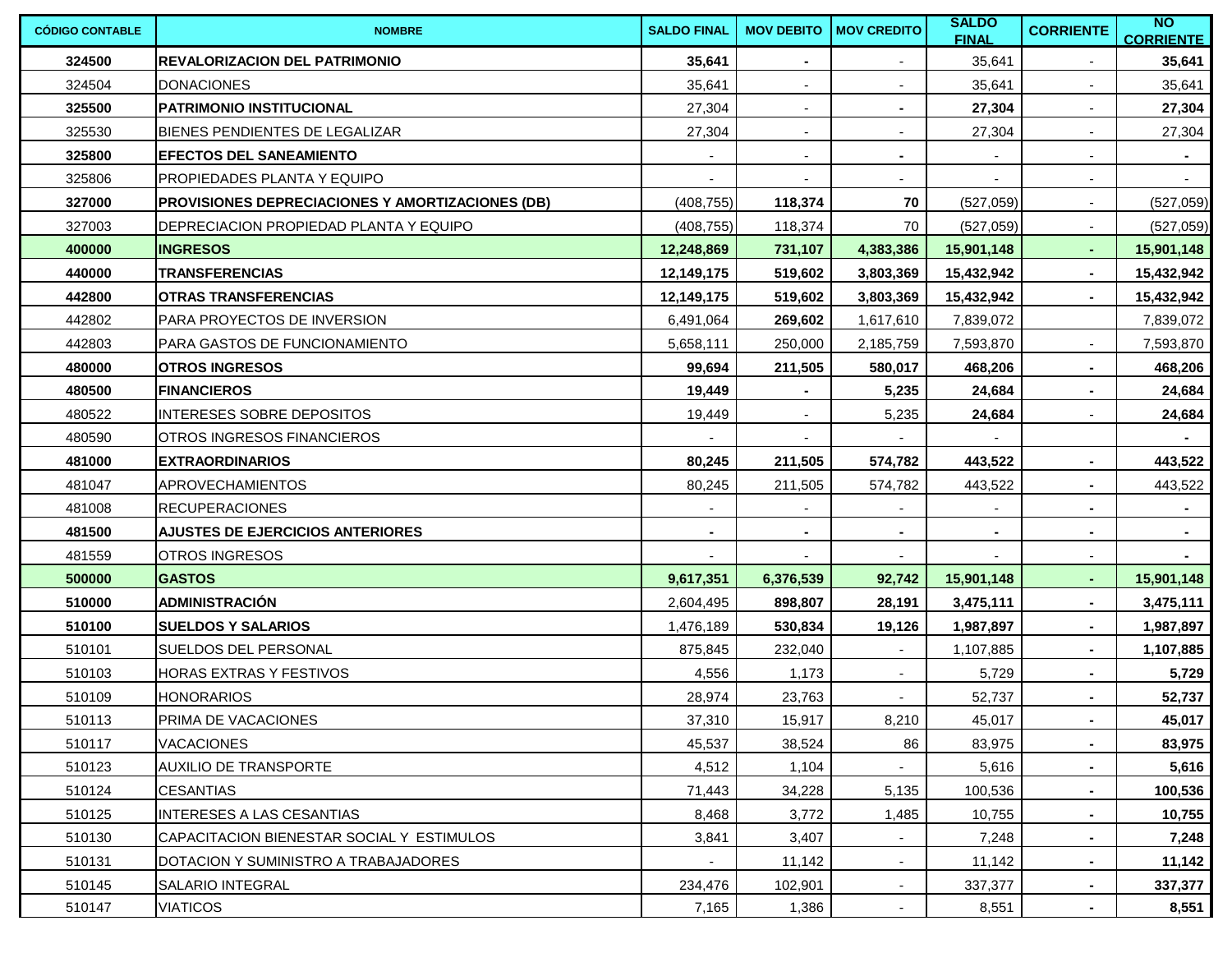| CÓDIGO CONTABLE | NOMBRE | SALDO FINAL | MOV DEBITO | MOV CREDITO | SALDO FINAL | CORRIENTE | NO CORRIENTE |
|---|---|---|---|---|---|---|---|
| **324500** | **REVALORIZACION DEL PATRIMONIO** | **35,641** | **-** | - | 35,641 | - | **35,641** |
| 324504 | DONACIONES | 35,641 | - | - | 35,641 | - | 35,641 |
| **325500** | **PATRIMONIO INSTITUCIONAL** | 27,304 | - | **-** | **27,304** | - | **27,304** |
| 325530 | BIENES PENDIENTES DE LEGALIZAR | 27,304 | - | - | 27,304 | - | 27,304 |
| **325800** | **EFECTOS DEL SANEAMIENTO** | - | - | **-** | - | - | **-** |
| 325806 | PROPIEDADES PLANTA Y EQUIPO | - | - | - | - | - | - |
| **327000** | **PROVISIONES DEPRECIACIONES Y AMORTIZACIONES (DB)** | (408,755) | **118,374** | **70** | (527,059) | - | (527,059) |
| 327003 | DEPRECIACION PROPIEDAD PLANTA Y EQUIPO | (408,755) | 118,374 | 70 | (527,059) | - | (527,059) |
| **400000** | **INGRESOS** | **12,248,869** | **731,107** | **4,383,386** | **15,901,148** | **-** | **15,901,148** |
| **440000** | **TRANSFERENCIAS** | **12,149,175** | **519,602** | **3,803,369** | **15,432,942** | **-** | **15,432,942** |
| **442800** | **OTRAS TRANSFERENCIAS** | **12,149,175** | **519,602** | **3,803,369** | **15,432,942** | **-** | **15,432,942** |
| 442802 | PARA PROYECTOS DE INVERSION | 6,491,064 | **269,602** | 1,617,610 | 7,839,072 | | 7,839,072 |
| 442803 | PARA GASTOS DE FUNCIONAMIENTO | 5,658,111 | 250,000 | 2,185,759 | 7,593,870 | - | 7,593,870 |
| **480000** | **OTROS INGRESOS** | **99,694** | **211,505** | **580,017** | **468,206** | **-** | **468,206** |
| **480500** | **FINANCIEROS** | **19,449** | **-** | **5,235** | **24,684** | **-** | **24,684** |
| 480522 | INTERESES SOBRE DEPOSITOS | 19,449 | - | 5,235 | **24,684** | - | **24,684** |
| 480590 | OTROS INGRESOS FINANCIEROS | - | - | - | - | | **-** |
| **481000** | **EXTRAORDINARIOS** | **80,245** | **211,505** | **574,782** | **443,522** | **-** | **443,522** |
| 481047 | APROVECHAMIENTOS | 80,245 | 211,505 | 574,782 | 443,522 | **-** | 443,522 |
| 481008 | RECUPERACIONES | - | - | - | - | **-** | **-** |
| **481500** | **AJUSTES DE EJERCICIOS ANTERIORES** | **-** | **-** | **-** | **-** | **-** | **-** |
| 481559 | OTROS INGRESOS | - | - | - | - | - | **-** |
| **500000** | **GASTOS** | **9,617,351** | **6,376,539** | **92,742** | **15,901,148** | **-** | **15,901,148** |
| **510000** | **ADMINISTRACIÓN** | 2,604,495 | **898,807** | **28,191** | **3,475,111** | **-** | **3,475,111** |
| **510100** | **SUELDOS Y SALARIOS** | 1,476,189 | **530,834** | **19,126** | **1,987,897** | **-** | **1,987,897** |
| 510101 | SUELDOS DEL PERSONAL | 875,845 | 232,040 | - | 1,107,885 | **-** | **1,107,885** |
| 510103 | HORAS EXTRAS Y FESTIVOS | 4,556 | 1,173 | - | 5,729 | **-** | **5,729** |
| 510109 | HONORARIOS | 28,974 | 23,763 | - | 52,737 | **-** | **52,737** |
| 510113 | PRIMA DE VACACIONES | 37,310 | 15,917 | 8,210 | 45,017 | **-** | **45,017** |
| 510117 | VACACIONES | 45,537 | 38,524 | 86 | 83,975 | **-** | **83,975** |
| 510123 | AUXILIO DE TRANSPORTE | 4,512 | 1,104 | - | 5,616 | **-** | **5,616** |
| 510124 | CESANTIAS | 71,443 | 34,228 | 5,135 | 100,536 | **-** | **100,536** |
| 510125 | INTERESES A LAS CESANTIAS | 8,468 | 3,772 | 1,485 | 10,755 | **-** | **10,755** |
| 510130 | CAPACITACION BIENESTAR SOCIAL Y ESTIMULOS | 3,841 | 3,407 | - | 7,248 | **-** | **7,248** |
| 510131 | DOTACION Y SUMINISTRO A TRABAJADORES | - | 11,142 | - | 11,142 | **-** | **11,142** |
| 510145 | SALARIO INTEGRAL | 234,476 | 102,901 | - | 337,377 | **-** | **337,377** |
| 510147 | VIATICOS | 7,165 | 1,386 | - | 8,551 | **-** | **8,551** |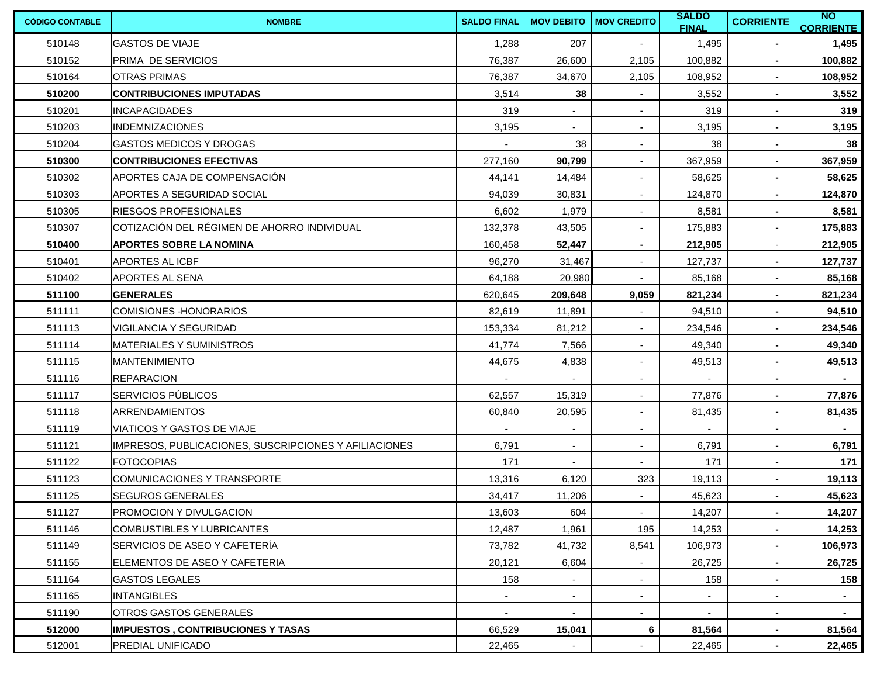| CÓDIGO CONTABLE | NOMBRE | SALDO FINAL | MOV DEBITO | MOV CREDITO | SALDO FINAL | CORRIENTE | NO CORRIENTE |
|---|---|---|---|---|---|---|---|
| 510148 | GASTOS DE VIAJE | 1,288 | 207 | - | 1,495 | - | **1,495** |
| 510152 | PRIMA DE SERVICIOS | 76,387 | 26,600 | 2,105 | 100,882 | - | **100,882** |
| 510164 | OTRAS PRIMAS | 76,387 | 34,670 | 2,105 | 108,952 | - | **108,952** |
| **510200** | **CONTRIBUCIONES IMPUTADAS** | 3,514 | **38** | - | 3,552 | - | **3,552** |
| 510201 | INCAPACIDADES | 319 | - | - | 319 | - | **319** |
| 510203 | INDEMNIZACIONES | 3,195 | - | - | 3,195 | - | **3,195** |
| 510204 | GASTOS MEDICOS Y DROGAS | - | 38 | - | 38 | - | **38** |
| **510300** | **CONTRIBUCIONES EFECTIVAS** | 277,160 | **90,799** | - | 367,959 | - | **367,959** |
| 510302 | APORTES CAJA DE COMPENSACIÓN | 44,141 | 14,484 | - | 58,625 | - | **58,625** |
| 510303 | APORTES A SEGURIDAD SOCIAL | 94,039 | 30,831 | - | 124,870 | - | **124,870** |
| 510305 | RIESGOS PROFESIONALES | 6,602 | 1,979 | - | 8,581 | - | **8,581** |
| 510307 | COTIZACIÓN DEL RÉGIMEN DE AHORRO INDIVIDUAL | 132,378 | 43,505 | - | 175,883 | - | **175,883** |
| **510400** | **APORTES SOBRE LA NOMINA** | 160,458 | **52,447** | - | **212,905** | - | **212,905** |
| 510401 | APORTES AL ICBF | 96,270 | 31,467 | - | 127,737 | - | **127,737** |
| 510402 | APORTES AL SENA | 64,188 | 20,980 | - | 85,168 | - | **85,168** |
| **511100** | **GENERALES** | 620,645 | **209,648** | **9,059** | **821,234** | - | **821,234** |
| 511111 | COMISIONES -HONORARIOS | 82,619 | 11,891 | - | 94,510 | - | **94,510** |
| 511113 | VIGILANCIA Y SEGURIDAD | 153,334 | 81,212 | - | 234,546 | - | **234,546** |
| 511114 | MATERIALES Y SUMINISTROS | 41,774 | 7,566 | - | 49,340 | - | **49,340** |
| 511115 | MANTENIMIENTO | 44,675 | 4,838 | - | 49,513 | - | **49,513** |
| 511116 | REPARACION | - | - | - | - | - | **-** |
| 511117 | SERVICIOS PÚBLICOS | 62,557 | 15,319 | - | 77,876 | - | **77,876** |
| 511118 | ARRENDAMIENTOS | 60,840 | 20,595 | - | 81,435 | - | **81,435** |
| 511119 | VIATICOS Y GASTOS DE VIAJE | - | - | - | - | - | **-** |
| 511121 | IMPRESOS, PUBLICACIONES, SUSCRIPCIONES Y AFILIACIONES | 6,791 | - | - | 6,791 | - | **6,791** |
| 511122 | FOTOCOPIAS | 171 | - | - | 171 | - | **171** |
| 511123 | COMUNICACIONES Y TRANSPORTE | 13,316 | 6,120 | 323 | 19,113 | - | **19,113** |
| 511125 | SEGUROS GENERALES | 34,417 | 11,206 | - | 45,623 | - | **45,623** |
| 511127 | PROMOCION Y DIVULGACION | 13,603 | 604 | - | 14,207 | - | **14,207** |
| 511146 | COMBUSTIBLES Y LUBRICANTES | 12,487 | 1,961 | 195 | 14,253 | - | **14,253** |
| 511149 | SERVICIOS DE ASEO Y CAFETERÍA | 73,782 | 41,732 | 8,541 | 106,973 | - | **106,973** |
| 511155 | ELEMENTOS DE ASEO Y CAFETERIA | 20,121 | 6,604 | - | 26,725 | - | **26,725** |
| 511164 | GASTOS LEGALES | 158 | - | - | 158 | - | **158** |
| 511165 | INTANGIBLES | - | - | - | - | - | **-** |
| 511190 | OTROS GASTOS GENERALES | - | - | - | - | - | **-** |
| **512000** | **IMPUESTOS , CONTRIBUCIONES Y TASAS** | 66,529 | **15,041** | **6** | **81,564** | - | **81,564** |
| 512001 | PREDIAL UNIFICADO | 22,465 | - | - | 22,465 | - | **22,465** |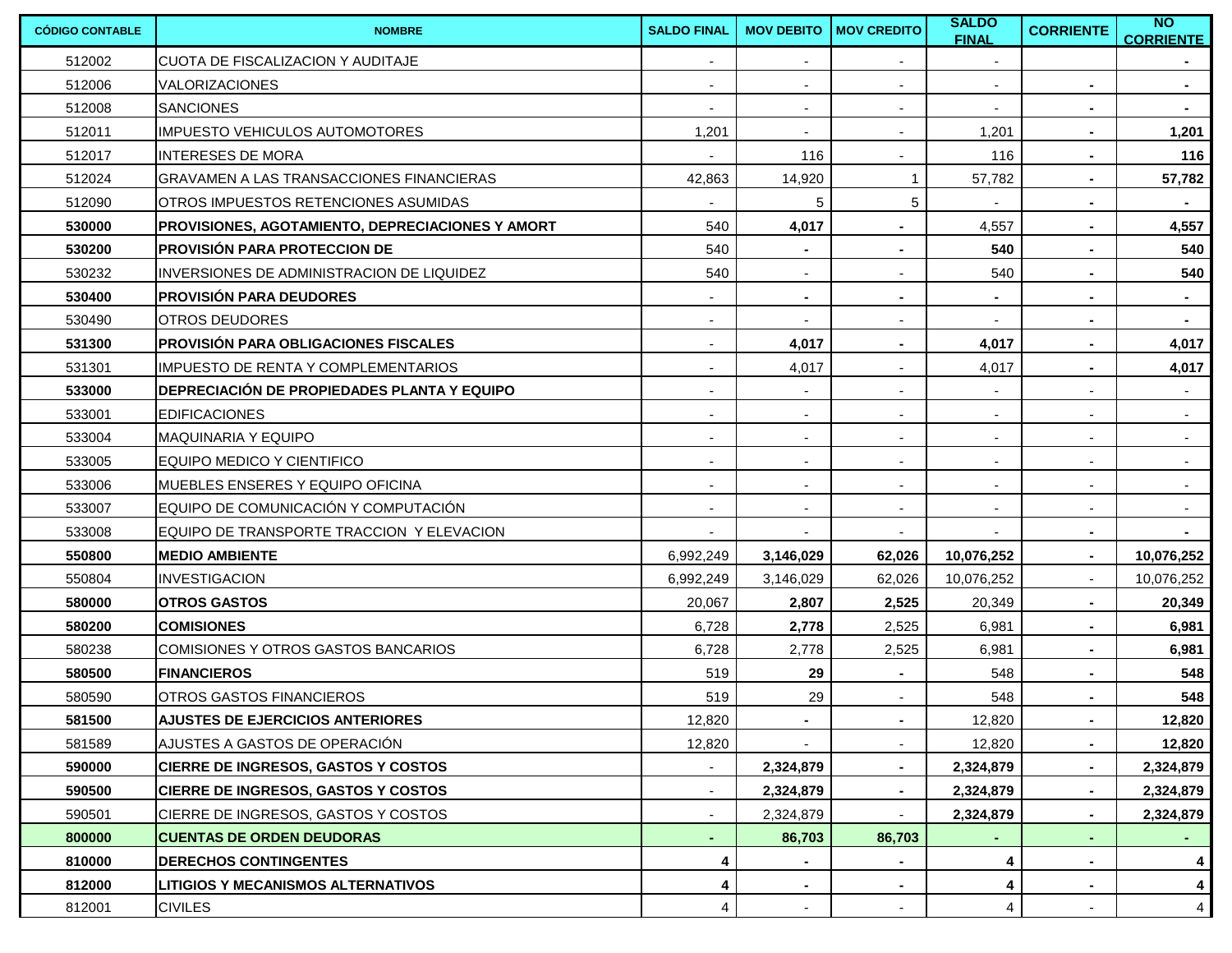| CÓDIGO CONTABLE | NOMBRE | SALDO FINAL | MOV DEBITO | MOV CREDITO | SALDO FINAL | CORRIENTE | NO CORRIENTE |
|---|---|---|---|---|---|---|---|
| 512002 | CUOTA DE FISCALIZACION Y AUDITAJE | - | - | - | - | | **-** |
| 512006 | VALORIZACIONES | - | - | - | - | **-** | **-** |
| 512008 | SANCIONES | - | - | - | - | **-** | **-** |
| 512011 | IMPUESTO VEHICULOS AUTOMOTORES | 1,201 | - | - | 1,201 | **-** | **1,201** |
| 512017 | INTERESES DE MORA | - | 116 | - | 116 | **-** | **116** |
| 512024 | GRAVAMEN A LAS TRANSACCIONES FINANCIERAS | 42,863 | 14,920 | 1 | 57,782 | **-** | **57,782** |
| 512090 | OTROS IMPUESTOS RETENCIONES ASUMIDAS | - | 5 | 5 | - | **-** | **-** |
| **530000** | **PROVISIONES, AGOTAMIENTO, DEPRECIACIONES Y AMORT** | 540 | **4,017** | **-** | 4,557 | **-** | **4,557** |
| **530200** | **PROVISIÓN PARA PROTECCION DE** | 540 | **-** | **-** | **540** | **-** | **540** |
| 530232 | INVERSIONES DE ADMINISTRACION DE LIQUIDEZ | 540 | - | - | 540 | **-** | **540** |
| **530400** | **PROVISIÓN PARA DEUDORES** | - | **-** | **-** | **-** | **-** | **-** |
| 530490 | OTROS DEUDORES | - | - | - | - | **-** | **-** |
| **531300** | **PROVISIÓN PARA OBLIGACIONES FISCALES** | - | **4,017** | **-** | **4,017** | **-** | **4,017** |
| 531301 | IMPUESTO DE RENTA Y COMPLEMENTARIOS | - | 4,017 | - | 4,017 | **-** | **4,017** |
| **533000** | **DEPRECIACIÓN DE PROPIEDADES PLANTA Y EQUIPO** | - | - | - | - | - | - |
| 533001 | EDIFICACIONES | - | - | - | - | - | - |
| 533004 | MAQUINARIA Y EQUIPO | - | - | - | - | - | - |
| 533005 | EQUIPO MEDICO Y CIENTIFICO | - | - | - | - | - | - |
| 533006 | MUEBLES ENSERES Y EQUIPO OFICINA | - | - | - | - | - | - |
| 533007 | EQUIPO DE COMUNICACIÓN Y COMPUTACIÓN | - | - | - | - | - | - |
| 533008 | EQUIPO DE TRANSPORTE TRACCION Y ELEVACION | - | - | - | - | **-** | **-** |
| **550800** | **MEDIO AMBIENTE** | 6,992,249 | **3,146,029** | **62,026** | **10,076,252** | **-** | **10,076,252** |
| 550804 | INVESTIGACION | 6,992,249 | 3,146,029 | 62,026 | 10,076,252 | - | 10,076,252 |
| **580000** | **OTROS GASTOS** | 20,067 | **2,807** | **2,525** | 20,349 | **-** | **20,349** |
| **580200** | **COMISIONES** | 6,728 | **2,778** | 2,525 | 6,981 | **-** | **6,981** |
| 580238 | COMISIONES Y OTROS GASTOS BANCARIOS | 6,728 | 2,778 | 2,525 | 6,981 | **-** | **6,981** |
| **580500** | **FINANCIEROS** | 519 | **29** | **-** | 548 | **-** | **548** |
| 580590 | OTROS GASTOS FINANCIEROS | 519 | 29 | - | 548 | **-** | **548** |
| **581500** | **AJUSTES DE EJERCICIOS ANTERIORES** | 12,820 | **-** | **-** | 12,820 | **-** | **12,820** |
| 581589 | AJUSTES A GASTOS DE OPERACIÓN | 12,820 | - | - | 12,820 | **-** | **12,820** |
| **590000** | **CIERRE DE INGRESOS, GASTOS Y COSTOS** | - | **2,324,879** | **-** | **2,324,879** | **-** | **2,324,879** |
| **590500** | **CIERRE DE INGRESOS, GASTOS Y COSTOS** | - | **2,324,879** | **-** | **2,324,879** | **-** | **2,324,879** |
| 590501 | CIERRE DE INGRESOS, GASTOS Y COSTOS | - | 2,324,879 | - | **2,324,879** | **-** | **2,324,879** |
| **800000** | **CUENTAS DE ORDEN DEUDORAS** | **-** | **86,703** | **86,703** | **-** | **-** | **-** |
| **810000** | **DERECHOS CONTINGENTES** | **4** | **-** | **-** | **4** | **-** | **4** |
| **812000** | **LITIGIOS Y MECANISMOS ALTERNATIVOS** | **4** | **-** | **-** | **4** | **-** | **4** |
| 812001 | CIVILES | 4 | - | - | 4 | - | 4 |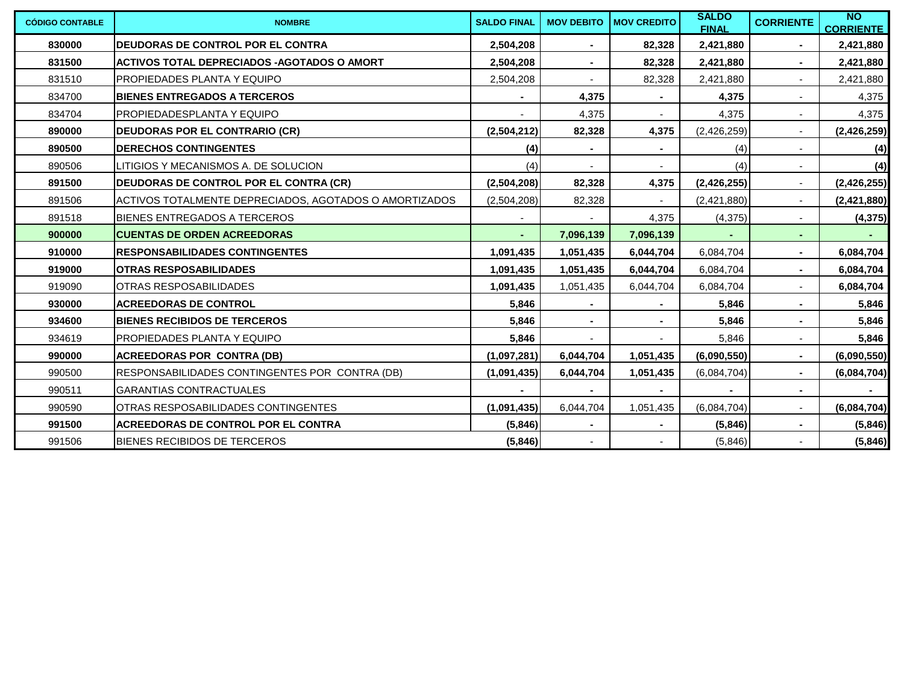| CÓDIGO CONTABLE | NOMBRE | SALDO FINAL | MOV DEBITO | MOV CREDITO | SALDO FINAL | CORRIENTE | NO CORRIENTE |
|---|---|---|---|---|---|---|---|
| **830000** | **DEUDORAS DE CONTROL POR EL CONTRA** | **2,504,208** | **-** | **82,328** | **2,421,880** | **-** | **2,421,880** |
| **831500** | **ACTIVOS TOTAL DEPRECIADOS -AGOTADOS O AMORT** | **2,504,208** | **-** | **82,328** | **2,421,880** | **-** | **2,421,880** |
| 831510 | PROPIEDADES PLANTA Y EQUIPO | 2,504,208 | - | 82,328 | 2,421,880 | - | 2,421,880 |
| **834700** | **BIENES ENTREGADOS A TERCEROS** | **-** | **4,375** | **-** | **4,375** | - | 4,375 |
| 834704 | PROPIEDADESPLANTA Y EQUIPO | - | 4,375 | - | 4,375 | - | 4,375 |
| **890000** | **DEUDORAS POR EL CONTRARIO (CR)** | **(2,504,212)** | **82,328** | **4,375** | (2,426,259) | - | **(2,426,259)** |
| **890500** | **DERECHOS CONTINGENTES** | **(4)** | **-** | **-** | (4) | - | **(4)** |
| 890506 | LITIGIOS Y MECANISMOS A. DE SOLUCION | (4) | - | - | (4) | - | **(4)** |
| **891500** | **DEUDORAS DE CONTROL POR EL CONTRA (CR)** | **(2,504,208)** | **82,328** | **4,375** | **(2,426,255)** | - | **(2,426,255)** |
| 891506 | ACTIVOS TOTALMENTE DEPRECIADOS, AGOTADOS O AMORTIZADOS | (2,504,208) | 82,328 | - | (2,421,880) | - | **(2,421,880)** |
| 891518 | BIENES ENTREGADOS A TERCEROS | - | - | 4,375 | (4,375) | - | **(4,375)** |
| **900000** | **CUENTAS DE ORDEN ACREEDORAS** | **-** | **7,096,139** | **7,096,139** | **-** | **-** | **-** |
| **910000** | **RESPONSABILIDADES CONTINGENTES** | **1,091,435** | **1,051,435** | **6,044,704** | 6,084,704 | **-** | **6,084,704** |
| **919000** | **OTRAS RESPOSABILIDADES** | **1,091,435** | **1,051,435** | **6,044,704** | 6,084,704 | **-** | **6,084,704** |
| 919090 | OTRAS RESPOSABILIDADES | **1,091,435** | 1,051,435 | 6,044,704 | 6,084,704 | - | **6,084,704** |
| **930000** | **ACREEDORAS DE CONTROL** | **5,846** | **-** | **-** | **5,846** | **-** | **5,846** |
| **934600** | **BIENES RECIBIDOS DE TERCEROS** | **5,846** | **-** | **-** | **5,846** | **-** | **5,846** |
| 934619 | PROPIEDADES PLANTA Y EQUIPO | **5,846** | - | - | 5,846 | - | **5,846** |
| **990000** | **ACREEDORAS POR CONTRA (DB)** | **(1,097,281)** | **6,044,704** | **1,051,435** | **(6,090,550)** | **-** | **(6,090,550)** |
| 990500 | RESPONSABILIDADES CONTINGENTES POR CONTRA (DB) | **(1,091,435)** | **6,044,704** | **1,051,435** | (6,084,704) | **-** | **(6,084,704)** |
| 990511 | GARANTIAS CONTRACTUALES | **-** | **-** | **-** | **-** | **-** | **-** |
| 990590 | OTRAS RESPOSABILIDADES CONTINGENTES | **(1,091,435)** | 6,044,704 | 1,051,435 | (6,084,704) | - | **(6,084,704)** |
| **991500** | **ACREEDORAS DE CONTROL POR EL CONTRA** | **(5,846)** | **-** | **-** | **(5,846)** | **-** | **(5,846)** |
| 991506 | BIENES RECIBIDOS DE TERCEROS | **(5,846)** | - | - | (5,846) | - | **(5,846)** |